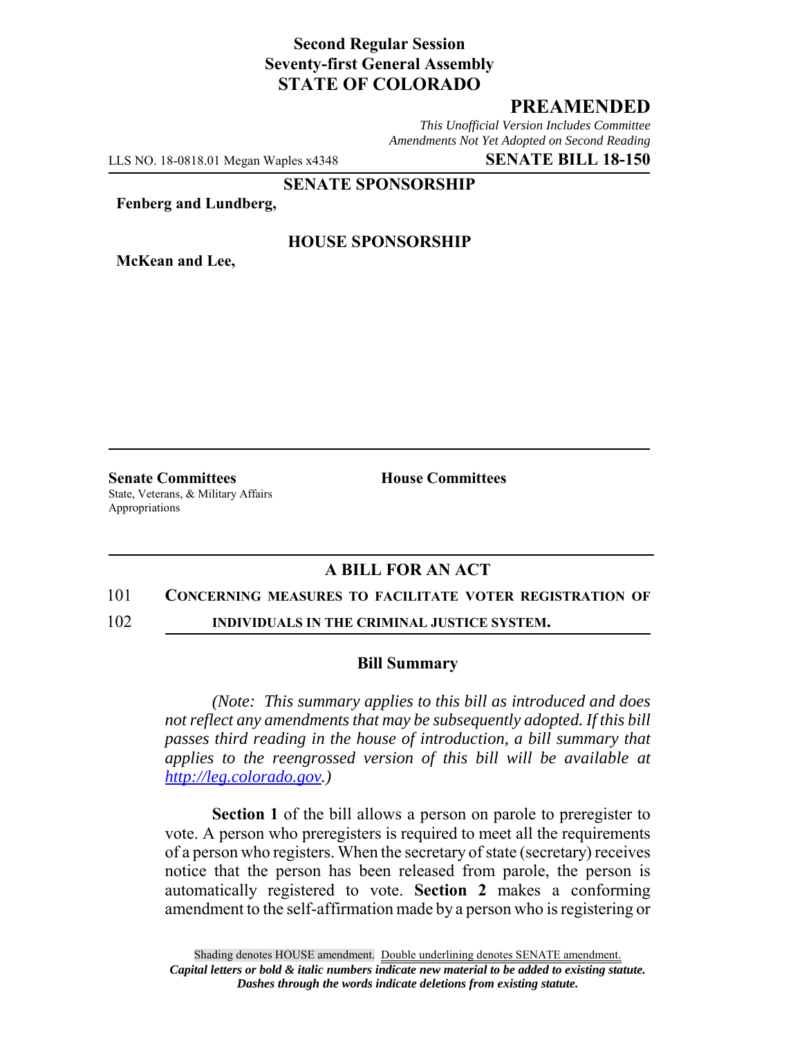**Second Regular Session**
**Seventy-first General Assembly**
**STATE OF COLORADO**

# PREAMENDED

*This Unofficial Version Includes Committee Amendments Not Yet Adopted on Second Reading*

LLS NO. 18-0818.01 Megan Waples x4348 **SENATE BILL 18-150**

**SENATE SPONSORSHIP**

**Fenberg and Lundberg,**

**HOUSE SPONSORSHIP**

**McKean and Lee,**

**Senate Committees**
State, Veterans, & Military Affairs
Appropriations

**House Committees**

## A BILL FOR AN ACT

101 **CONCERNING MEASURES TO FACILITATE VOTER REGISTRATION OF**
102 **INDIVIDUALS IN THE CRIMINAL JUSTICE SYSTEM.**

### Bill Summary

*(Note: This summary applies to this bill as introduced and does not reflect any amendments that may be subsequently adopted. If this bill passes third reading in the house of introduction, a bill summary that applies to the reengrossed version of this bill will be available at http://leg.colorado.gov.)*

**Section 1** of the bill allows a person on parole to preregister to vote. A person who preregisters is required to meet all the requirements of a person who registers. When the secretary of state (secretary) receives notice that the person has been released from parole, the person is automatically registered to vote. **Section 2** makes a conforming amendment to the self-affirmation made by a person who is registering or

Shading denotes HOUSE amendment. Double underlining denotes SENATE amendment.
***Capital letters or bold & italic numbers indicate new material to be added to existing statute.***
***Dashes through the words indicate deletions from existing statute.***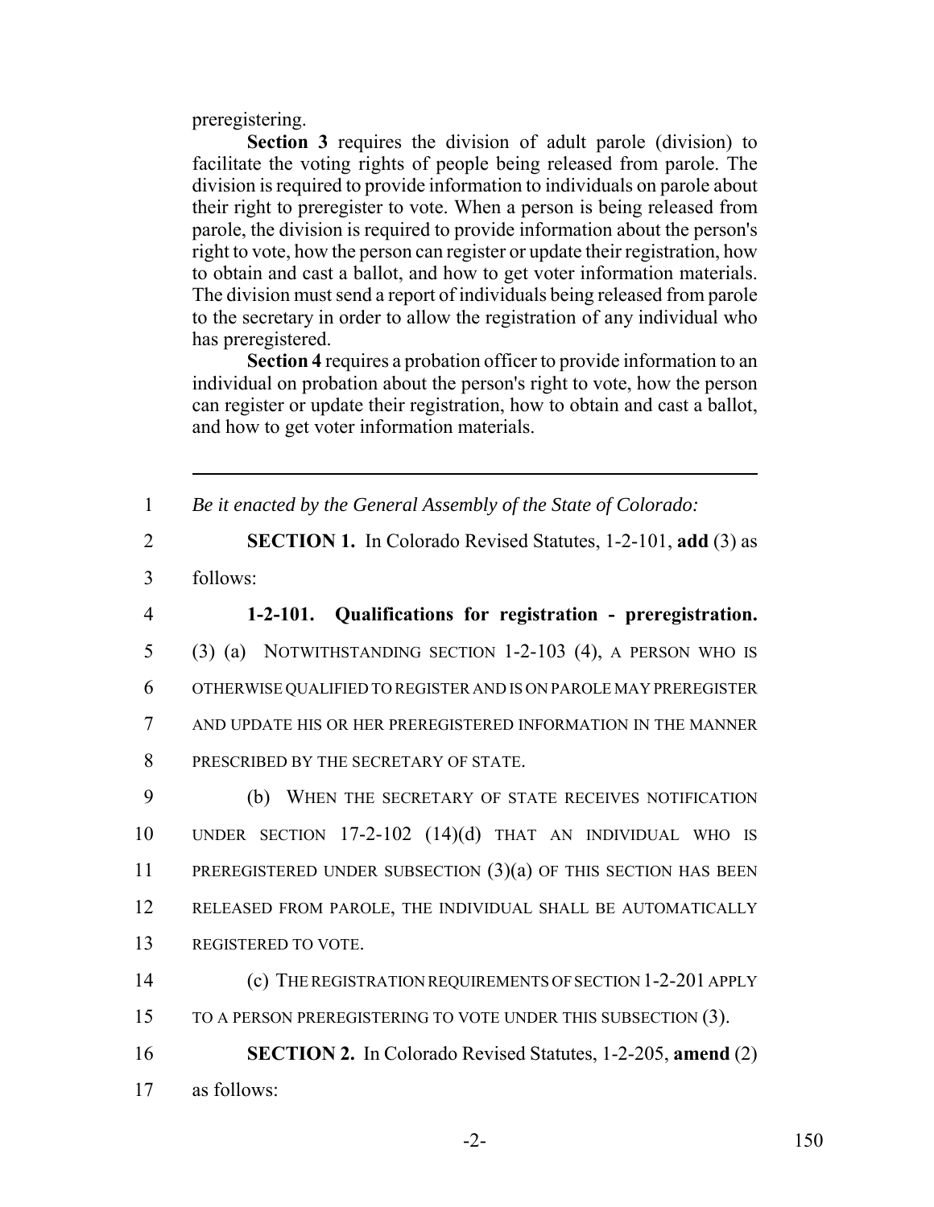preregistering.

**Section 3** requires the division of adult parole (division) to facilitate the voting rights of people being released from parole. The division is required to provide information to individuals on parole about their right to preregister to vote. When a person is being released from parole, the division is required to provide information about the person's right to vote, how the person can register or update their registration, how to obtain and cast a ballot, and how to get voter information materials. The division must send a report of individuals being released from parole to the secretary in order to allow the registration of any individual who has preregistered.

**Section 4** requires a probation officer to provide information to an individual on probation about the person's right to vote, how the person can register or update their registration, how to obtain and cast a ballot, and how to get voter information materials.

---

1 *Be it enacted by the General Assembly of the State of Colorado:*

2 **SECTION 1.** In Colorado Revised Statutes, 1-2-101, **add** (3) as
3 follows:

4 **1-2-101. Qualifications for registration - preregistration.**
5 (3) (a) NOTWITHSTANDING SECTION 1-2-103 (4), A PERSON WHO IS
6 OTHERWISE QUALIFIED TO REGISTER AND IS ON PAROLE MAY PREREGISTER
7 AND UPDATE HIS OR HER PREREGISTERED INFORMATION IN THE MANNER
8 PRESCRIBED BY THE SECRETARY OF STATE.

9 (b) WHEN THE SECRETARY OF STATE RECEIVES NOTIFICATION
10 UNDER SECTION 17-2-102 (14)(d) THAT AN INDIVIDUAL WHO IS
11 PREREGISTERED UNDER SUBSECTION (3)(a) OF THIS SECTION HAS BEEN
12 RELEASED FROM PAROLE, THE INDIVIDUAL SHALL BE AUTOMATICALLY
13 REGISTERED TO VOTE.

14 (c) THE REGISTRATION REQUIREMENTS OF SECTION 1-2-201 APPLY
15 TO A PERSON PREREGISTERING TO VOTE UNDER THIS SUBSECTION (3).

16 **SECTION 2.** In Colorado Revised Statutes, 1-2-205, **amend** (2)
17 as follows: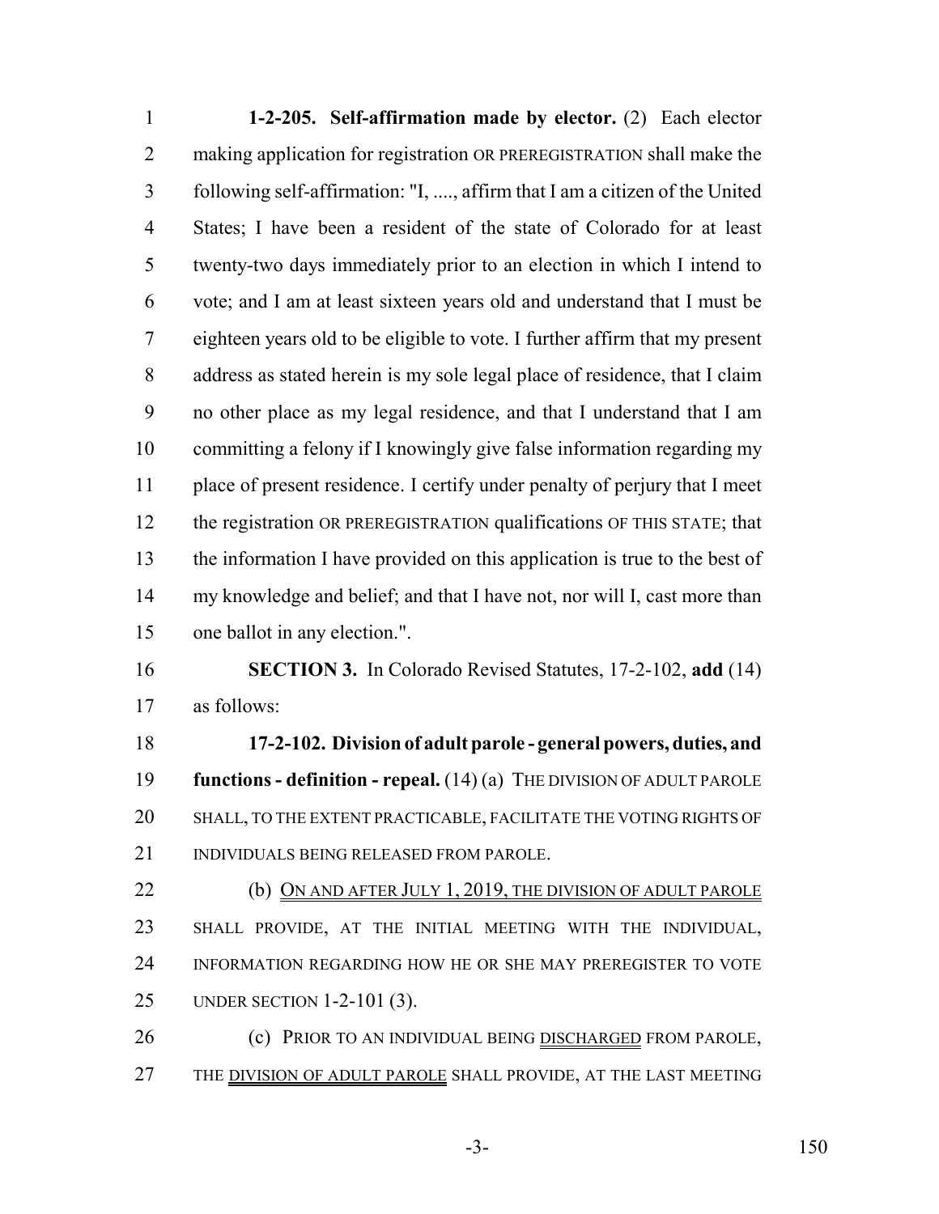**1-2-205. Self-affirmation made by elector.** (2) Each elector making application for registration OR PREREGISTRATION shall make the following self-affirmation: "I, ...., affirm that I am a citizen of the United States; I have been a resident of the state of Colorado for at least twenty-two days immediately prior to an election in which I intend to vote; and I am at least sixteen years old and understand that I must be eighteen years old to be eligible to vote. I further affirm that my present address as stated herein is my sole legal place of residence, that I claim no other place as my legal residence, and that I understand that I am committing a felony if I knowingly give false information regarding my place of present residence. I certify under penalty of perjury that I meet the registration OR PREREGISTRATION qualifications OF THIS STATE; that the information I have provided on this application is true to the best of my knowledge and belief; and that I have not, nor will I, cast more than one ballot in any election.".

**SECTION 3.** In Colorado Revised Statutes, 17-2-102, **add** (14) as follows:

**17-2-102. Division of adult parole - general powers, duties, and functions - definition - repeal.** (14) (a) THE DIVISION OF ADULT PAROLE SHALL, TO THE EXTENT PRACTICABLE, FACILITATE THE VOTING RIGHTS OF INDIVIDUALS BEING RELEASED FROM PAROLE.

(b) ON AND AFTER JULY 1, 2019, THE DIVISION OF ADULT PAROLE SHALL PROVIDE, AT THE INITIAL MEETING WITH THE INDIVIDUAL, INFORMATION REGARDING HOW HE OR SHE MAY PREREGISTER TO VOTE UNDER SECTION 1-2-101 (3).

(c) PRIOR TO AN INDIVIDUAL BEING DISCHARGED FROM PAROLE, THE DIVISION OF ADULT PAROLE SHALL PROVIDE, AT THE LAST MEETING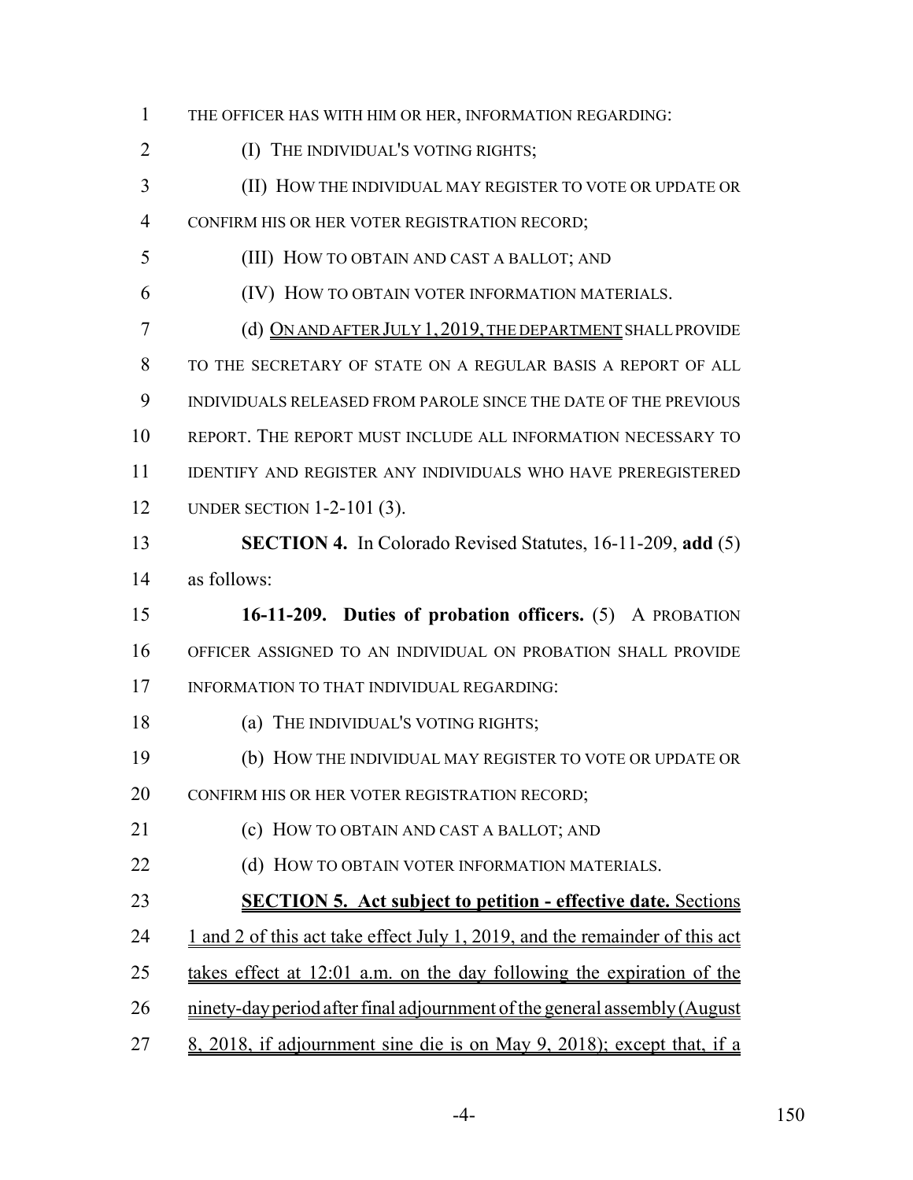THE OFFICER HAS WITH HIM OR HER, INFORMATION REGARDING:

(I) THE INDIVIDUAL'S VOTING RIGHTS;

(II) HOW THE INDIVIDUAL MAY REGISTER TO VOTE OR UPDATE OR CONFIRM HIS OR HER VOTER REGISTRATION RECORD;

(III) HOW TO OBTAIN AND CAST A BALLOT; AND

(IV) HOW TO OBTAIN VOTER INFORMATION MATERIALS.

(d) ON AND AFTER JULY 1, 2019, THE DEPARTMENT SHALL PROVIDE TO THE SECRETARY OF STATE ON A REGULAR BASIS A REPORT OF ALL INDIVIDUALS RELEASED FROM PAROLE SINCE THE DATE OF THE PREVIOUS REPORT. THE REPORT MUST INCLUDE ALL INFORMATION NECESSARY TO IDENTIFY AND REGISTER ANY INDIVIDUALS WHO HAVE PREREGISTERED UNDER SECTION 1-2-101 (3).

**SECTION 4.** In Colorado Revised Statutes, 16-11-209, **add** (5) as follows:

**16-11-209. Duties of probation officers.** (5) A PROBATION OFFICER ASSIGNED TO AN INDIVIDUAL ON PROBATION SHALL PROVIDE INFORMATION TO THAT INDIVIDUAL REGARDING:

(a) THE INDIVIDUAL'S VOTING RIGHTS;

(b) HOW THE INDIVIDUAL MAY REGISTER TO VOTE OR UPDATE OR CONFIRM HIS OR HER VOTER REGISTRATION RECORD;

(c) HOW TO OBTAIN AND CAST A BALLOT; AND

(d) HOW TO OBTAIN VOTER INFORMATION MATERIALS.

**SECTION 5. Act subject to petition - effective date.** Sections 1 and 2 of this act take effect July 1, 2019, and the remainder of this act takes effect at 12:01 a.m. on the day following the expiration of the ninety-day period after final adjournment of the general assembly (August 8, 2018, if adjournment sine die is on May 9, 2018); except that, if a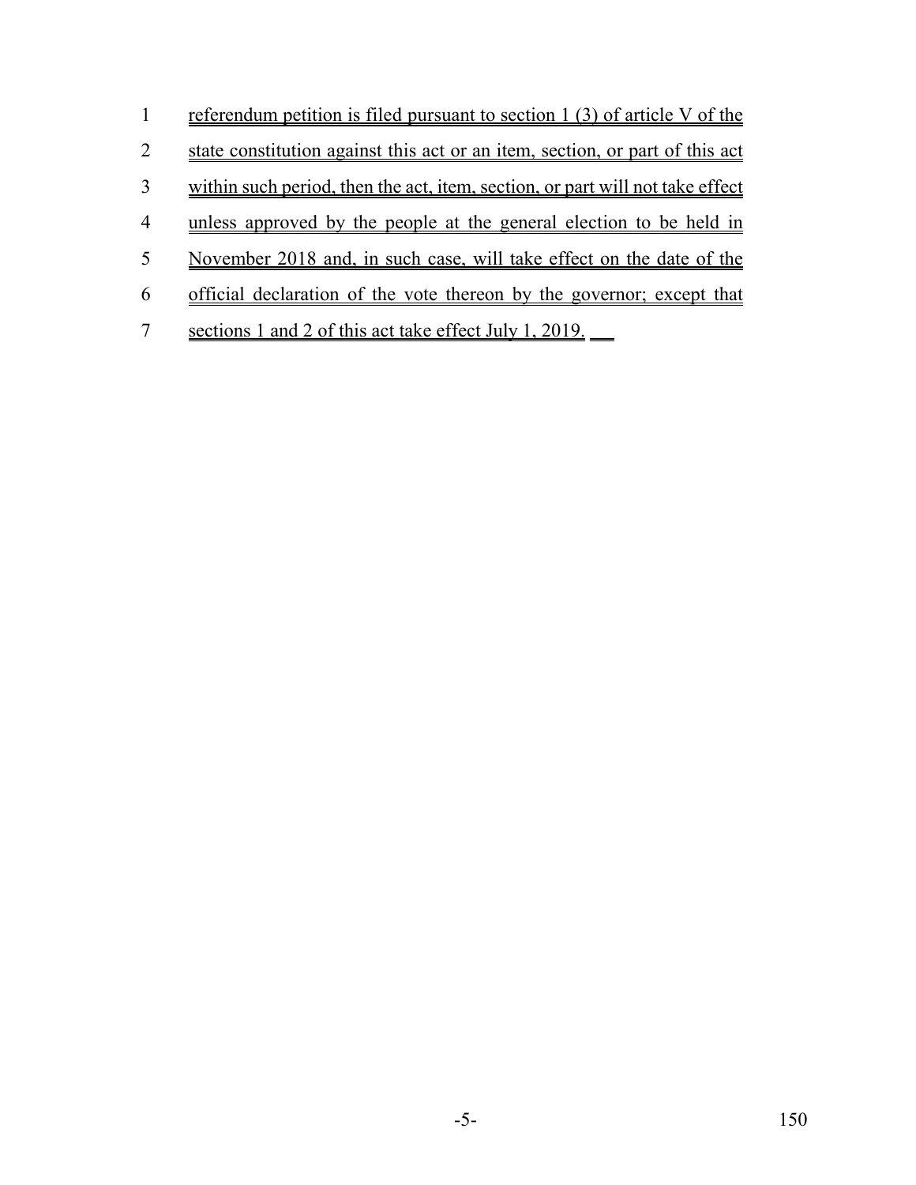referendum petition is filed pursuant to section 1 (3) of article V of the state constitution against this act or an item, section, or part of this act within such period, then the act, item, section, or part will not take effect unless approved by the people at the general election to be held in November 2018 and, in such case, will take effect on the date of the official declaration of the vote thereon by the governor; except that sections 1 and 2 of this act take effect July 1, 2019.